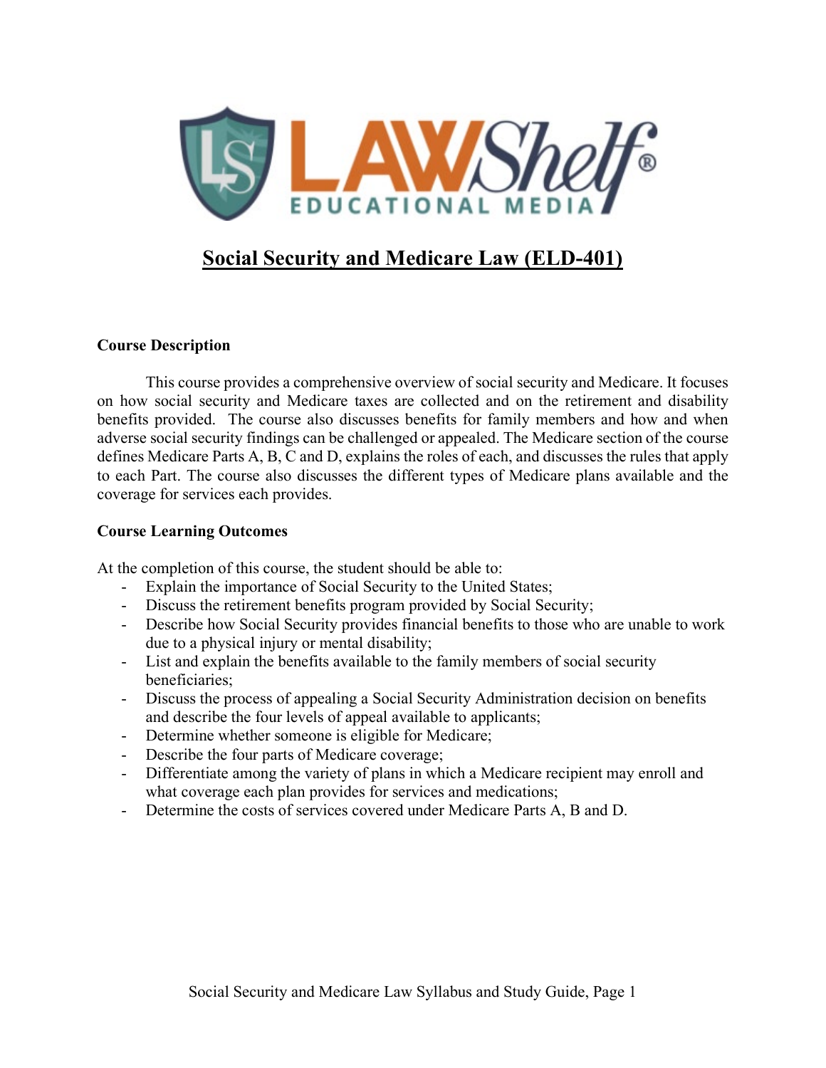# Social Security and Medicare Law (ELD-401)

### Course Description

This course provides a comprehensive overview of social security and Medicare. It focuses on how social security and Medicare taxes are collected and on the retirement and disability benefits provided. The course also discusses benefits for family members and how and when adverse social security findings can be challenged or appealed. The Medicare section of the course defines Medicare Parts A, B, C and D, explains the roles of each, and discusses the rules that apply to each Part. The course also discusses the different types of Medicare plans available and the coverage for services each provides.

### Course Learning Outcomes

At the completion of this course, the student should be able to:

- Explain the importance of Social Security to the United States;
- Discuss the retirement benefits program provided by Social Security;
- Describe how Social Security provides financial benefits to those who are unable to work due to a physical injury or mental disability;
- List and explain the benefits available to the family members of social security beneficiaries;
- Discuss the process of appealing a Social Security Administration decision on benefits and describe the four levels of appeal available to applicants;
- Determine whether someone is eligible for Medicare;
- Describe the four parts of Medicare coverage;
- Differentiate among the variety of plans in which a Medicare recipient may enroll and what coverage each plan provides for services and medications;
- Determine the costs of services covered under Medicare Parts A, B and D.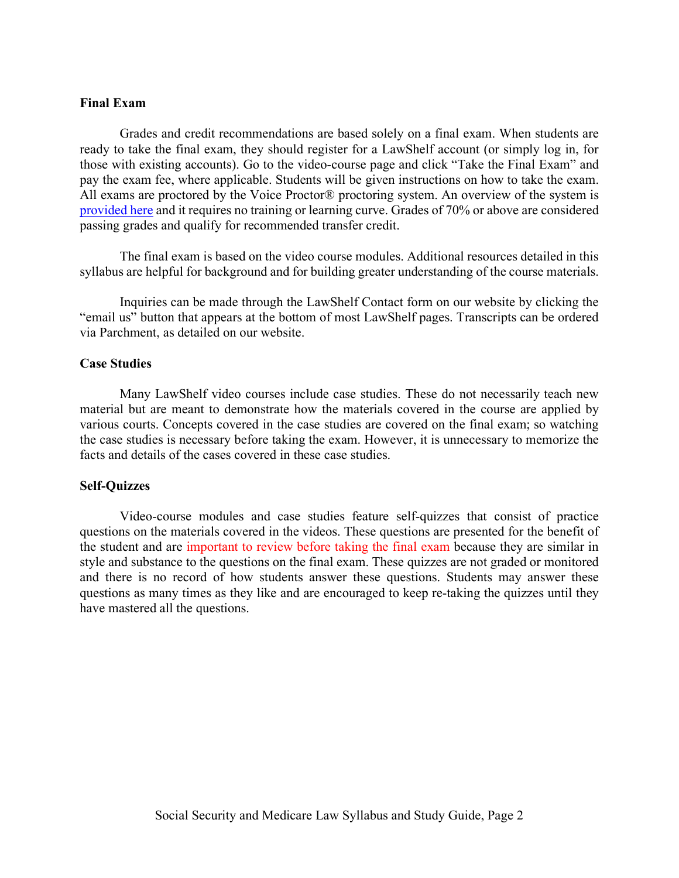**Final Exam**

Grades and credit recommendations are based solely on a final exam. When students are ready to take the final exam, they should register for a LawShelf account (or simply log in, for those with existing accounts). Go to the video-course page and click "Take the Final Exam" and pay the exam fee, where applicable. Students will be given instructions on how to take the exam. All exams are proctored by the Voice Proctor® proctoring system. An overview of the system is provided here and it requires no training or learning curve. Grades of 70% or above are considered passing grades and qualify for recommended transfer credit.

The final exam is based on the video course modules. Additional resources detailed in this syllabus are helpful for background and for building greater understanding of the course materials.

Inquiries can be made through the LawShelf Contact form on our website by clicking the "email us" button that appears at the bottom of most LawShelf pages. Transcripts can be ordered via Parchment, as detailed on our website.

**Case Studies**

Many LawShelf video courses include case studies. These do not necessarily teach new material but are meant to demonstrate how the materials covered in the course are applied by various courts. Concepts covered in the case studies are covered on the final exam; so watching the case studies is necessary before taking the exam. However, it is unnecessary to memorize the facts and details of the cases covered in these case studies.

**Self-Quizzes**

Video-course modules and case studies feature self-quizzes that consist of practice questions on the materials covered in the videos. These questions are presented for the benefit of the student and are important to review before taking the final exam because they are similar in style and substance to the questions on the final exam. These quizzes are not graded or monitored and there is no record of how students answer these questions. Students may answer these questions as many times as they like and are encouraged to keep re-taking the quizzes until they have mastered all the questions.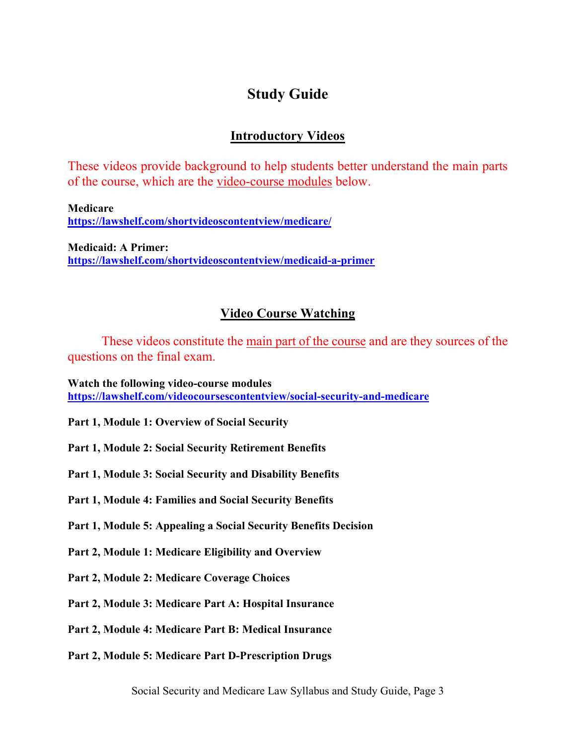# Study Guide

## Introductory Videos

These videos provide background to help students better understand the main parts of the course, which are the video-course modules below.

**Medicare**
**https://lawshelf.com/shortvideoscontentview/medicare/**

**Medicaid: A Primer:**
**https://lawshelf.com/shortvideoscontentview/medicaid-a-primer**

## Video Course Watching

These videos constitute the main part of the course and are they sources of the questions on the final exam.

**Watch the following video-course modules**
**https://lawshelf.com/videocoursescontentview/social-security-and-medicare**

**Part 1, Module 1: Overview of Social Security**

**Part 1, Module 2: Social Security Retirement Benefits**

**Part 1, Module 3: Social Security and Disability Benefits**

**Part 1, Module 4: Families and Social Security Benefits**

**Part 1, Module 5: Appealing a Social Security Benefits Decision**

**Part 2, Module 1: Medicare Eligibility and Overview**

**Part 2, Module 2: Medicare Coverage Choices**

**Part 2, Module 3: Medicare Part A: Hospital Insurance**

**Part 2, Module 4: Medicare Part B: Medical Insurance**

**Part 2, Module 5: Medicare Part D-Prescription Drugs**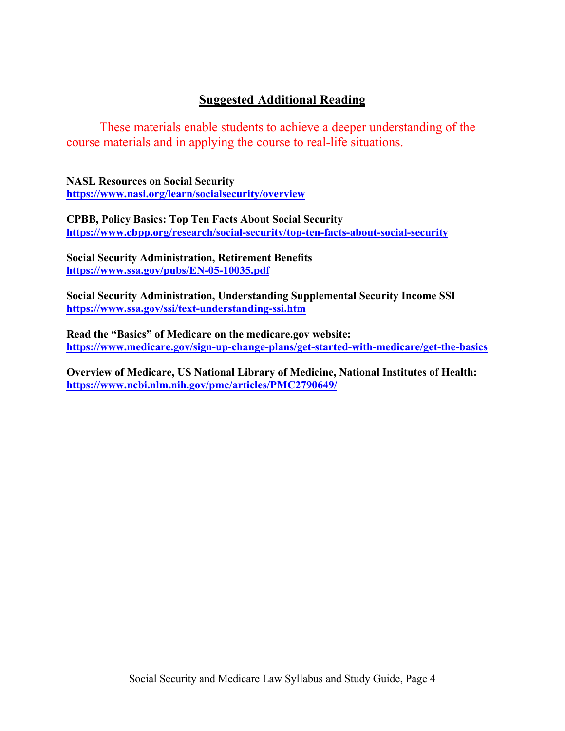## Suggested Additional Reading

These materials enable students to achieve a deeper understanding of the course materials and in applying the course to real-life situations.

**NASL Resources on Social Security**
**https://www.nasi.org/learn/socialsecurity/overview**

**CPBB, Policy Basics: Top Ten Facts About Social Security**
**https://www.cbpp.org/research/social-security/top-ten-facts-about-social-security**

**Social Security Administration, Retirement Benefits**
**https://www.ssa.gov/pubs/EN-05-10035.pdf**

**Social Security Administration, Understanding Supplemental Security Income SSI**
**https://www.ssa.gov/ssi/text-understanding-ssi.htm**

**Read the "Basics" of Medicare on the medicare.gov website:**
**https://www.medicare.gov/sign-up-change-plans/get-started-with-medicare/get-the-basics**

**Overview of Medicare, US National Library of Medicine, National Institutes of Health:**
**https://www.ncbi.nlm.nih.gov/pmc/articles/PMC2790649/**